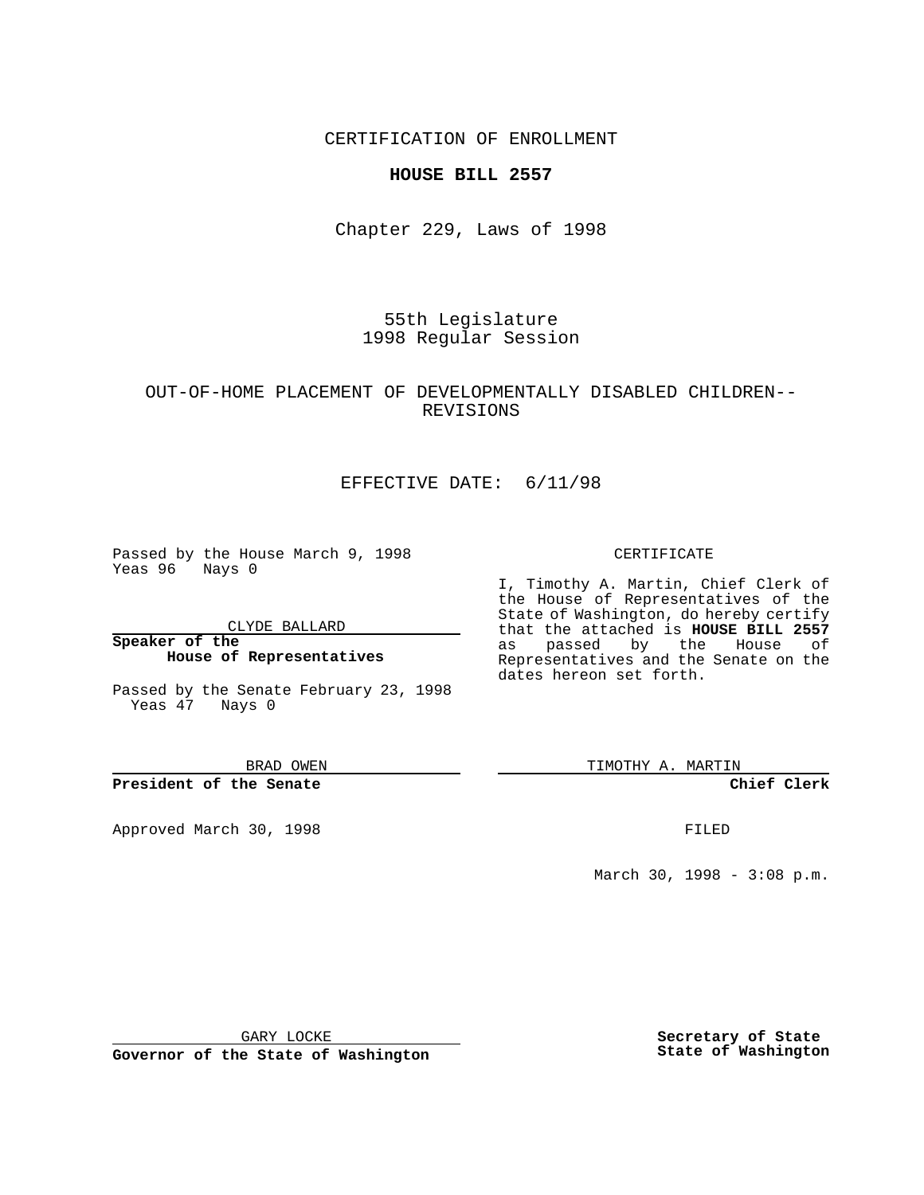CERTIFICATION OF ENROLLMENT

**HOUSE BILL 2557**

Chapter 229, Laws of 1998

55th Legislature
1998 Regular Session

OUT-OF-HOME PLACEMENT OF DEVELOPMENTALLY DISABLED CHILDREN--REVISIONS

EFFECTIVE DATE: 6/11/98

Passed by the House March 9, 1998
Yeas 96 Nays 0

CLYDE BALLARD

**Speaker of the House of Representatives**

Passed by the Senate February 23, 1998
Yeas 47 Nays 0

BRAD OWEN

**President of the Senate**

Approved March 30, 1998

GARY LOCKE

**Governor of the State of Washington**

CERTIFICATE

I, Timothy A. Martin, Chief Clerk of the House of Representatives of the State of Washington, do hereby certify that the attached is **HOUSE BILL 2557** as passed by the House of Representatives and the Senate on the dates hereon set forth.

TIMOTHY A. MARTIN

**Chief Clerk**

FILED

March 30, 1998 - 3:08 p.m.

**Secretary of State**
**State of Washington**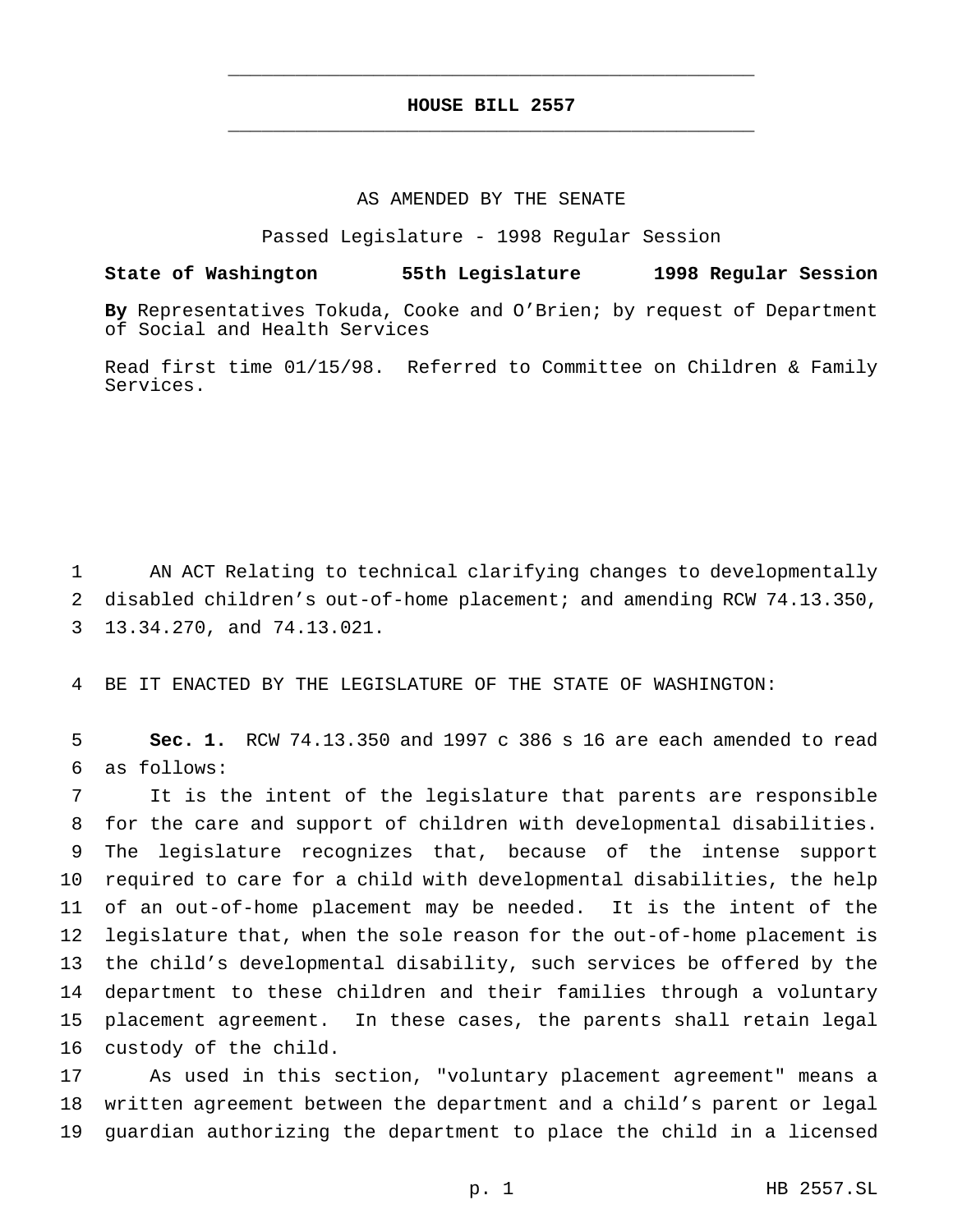# HOUSE BILL 2557

AS AMENDED BY THE SENATE

Passed Legislature - 1998 Regular Session

**State of Washington 55th Legislature 1998 Regular Session**

**By** Representatives Tokuda, Cooke and O'Brien; by request of Department of Social and Health Services

Read first time 01/15/98. Referred to Committee on Children & Family Services.

AN ACT Relating to technical clarifying changes to developmentally disabled children's out-of-home placement; and amending RCW 74.13.350, 13.34.270, and 74.13.021.

BE IT ENACTED BY THE LEGISLATURE OF THE STATE OF WASHINGTON:

**Sec. 1.** RCW 74.13.350 and 1997 c 386 s 16 are each amended to read as follows:

It is the intent of the legislature that parents are responsible for the care and support of children with developmental disabilities. The legislature recognizes that, because of the intense support required to care for a child with developmental disabilities, the help of an out-of-home placement may be needed. It is the intent of the legislature that, when the sole reason for the out-of-home placement is the child's developmental disability, such services be offered by the department to these children and their families through a voluntary placement agreement. In these cases, the parents shall retain legal custody of the child.

As used in this section, "voluntary placement agreement" means a written agreement between the department and a child's parent or legal guardian authorizing the department to place the child in a licensed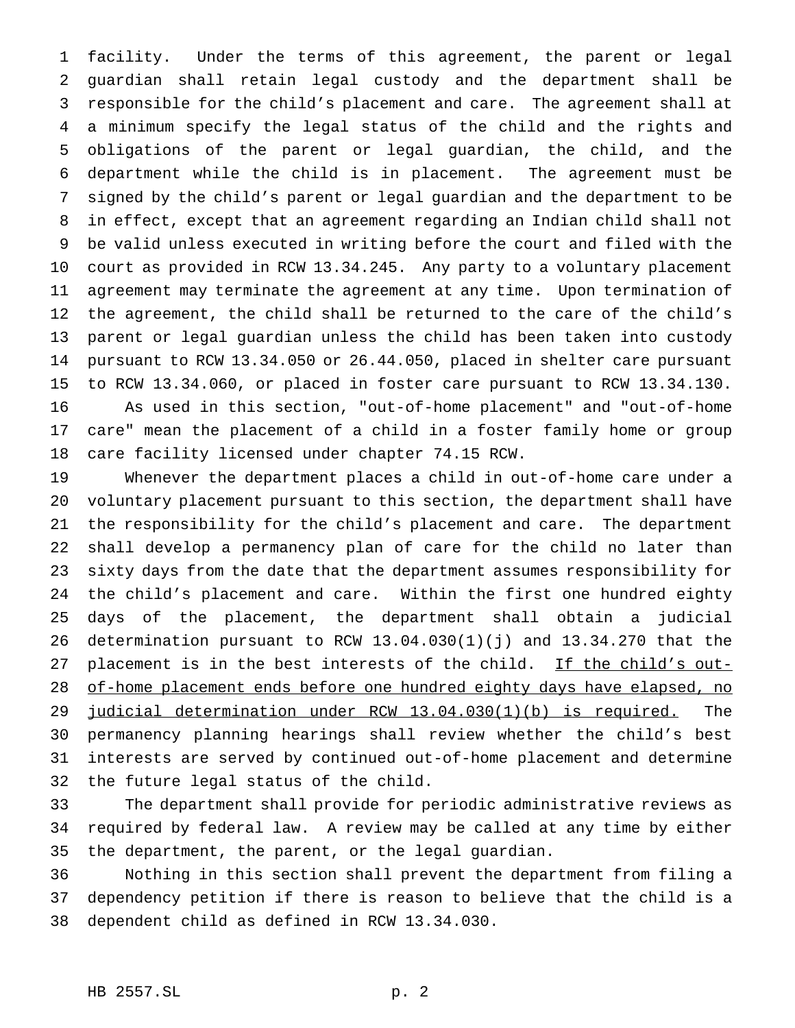facility. Under the terms of this agreement, the parent or legal guardian shall retain legal custody and the department shall be responsible for the child's placement and care. The agreement shall at a minimum specify the legal status of the child and the rights and obligations of the parent or legal guardian, the child, and the department while the child is in placement. The agreement must be signed by the child's parent or legal guardian and the department to be in effect, except that an agreement regarding an Indian child shall not be valid unless executed in writing before the court and filed with the court as provided in RCW 13.34.245. Any party to a voluntary placement agreement may terminate the agreement at any time. Upon termination of the agreement, the child shall be returned to the care of the child's parent or legal guardian unless the child has been taken into custody pursuant to RCW 13.34.050 or 26.44.050, placed in shelter care pursuant to RCW 13.34.060, or placed in foster care pursuant to RCW 13.34.130.

As used in this section, "out-of-home placement" and "out-of-home care" mean the placement of a child in a foster family home or group care facility licensed under chapter 74.15 RCW.

Whenever the department places a child in out-of-home care under a voluntary placement pursuant to this section, the department shall have the responsibility for the child's placement and care. The department shall develop a permanency plan of care for the child no later than sixty days from the date that the department assumes responsibility for the child's placement and care. Within the first one hundred eighty days of the placement, the department shall obtain a judicial determination pursuant to RCW 13.04.030(1)(j) and 13.34.270 that the placement is in the best interests of the child. <u>If the child's out-of-home placement ends before one hundred eighty days have elapsed, no judicial determination under RCW 13.04.030(1)(b) is required.</u> The permanency planning hearings shall review whether the child's best interests are served by continued out-of-home placement and determine the future legal status of the child.

The department shall provide for periodic administrative reviews as required by federal law. A review may be called at any time by either the department, the parent, or the legal guardian.

Nothing in this section shall prevent the department from filing a dependency petition if there is reason to believe that the child is a dependent child as defined in RCW 13.34.030.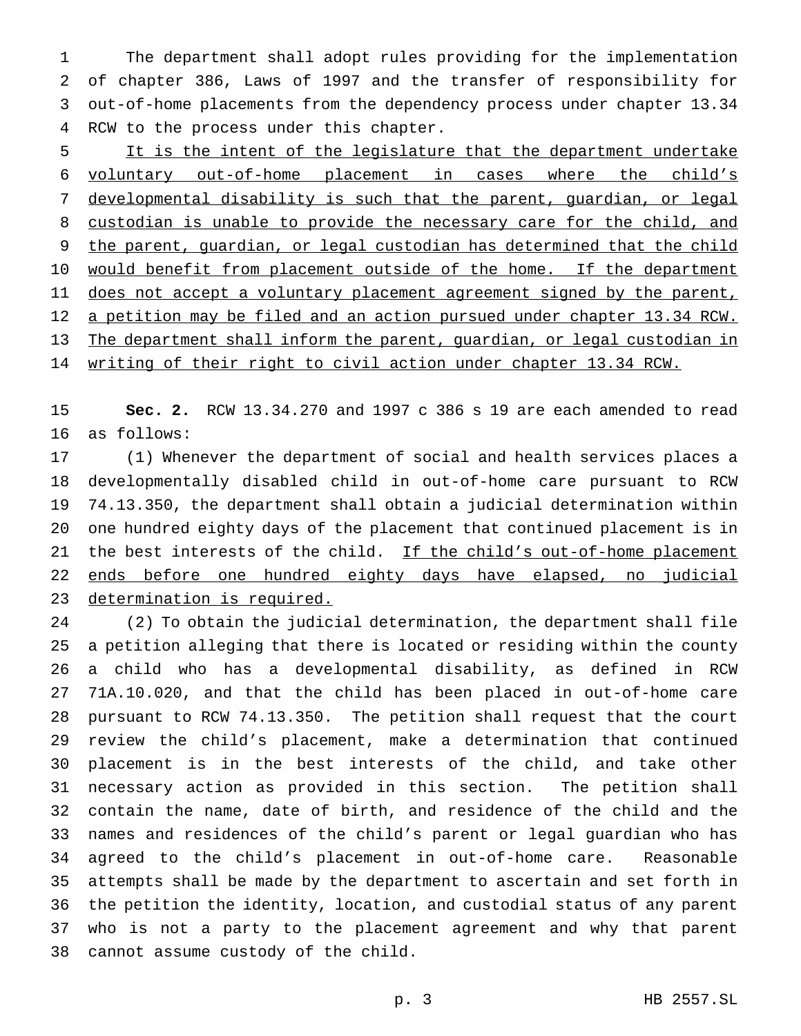The department shall adopt rules providing for the implementation of chapter 386, Laws of 1997 and the transfer of responsibility for out-of-home placements from the dependency process under chapter 13.34 RCW to the process under this chapter.

<u>It is the intent of the legislature that the department undertake voluntary out-of-home placement in cases where the child's developmental disability is such that the parent, guardian, or legal custodian is unable to provide the necessary care for the child, and the parent, guardian, or legal custodian has determined that the child would benefit from placement outside of the home. If the department does not accept a voluntary placement agreement signed by the parent, a petition may be filed and an action pursued under chapter 13.34 RCW. The department shall inform the parent, guardian, or legal custodian in writing of their right to civil action under chapter 13.34 RCW.</u>

**Sec. 2.** RCW 13.34.270 and 1997 c 386 s 19 are each amended to read as follows:

(1) Whenever the department of social and health services places a developmentally disabled child in out-of-home care pursuant to RCW 74.13.350, the department shall obtain a judicial determination within one hundred eighty days of the placement that continued placement is in the best interests of the child. <u>If the child's out-of-home placement ends before one hundred eighty days have elapsed, no judicial determination is required.</u>

(2) To obtain the judicial determination, the department shall file a petition alleging that there is located or residing within the county a child who has a developmental disability, as defined in RCW 71A.10.020, and that the child has been placed in out-of-home care pursuant to RCW 74.13.350. The petition shall request that the court review the child's placement, make a determination that continued placement is in the best interests of the child, and take other necessary action as provided in this section. The petition shall contain the name, date of birth, and residence of the child and the names and residences of the child's parent or legal guardian who has agreed to the child's placement in out-of-home care. Reasonable attempts shall be made by the department to ascertain and set forth in the petition the identity, location, and custodial status of any parent who is not a party to the placement agreement and why that parent cannot assume custody of the child.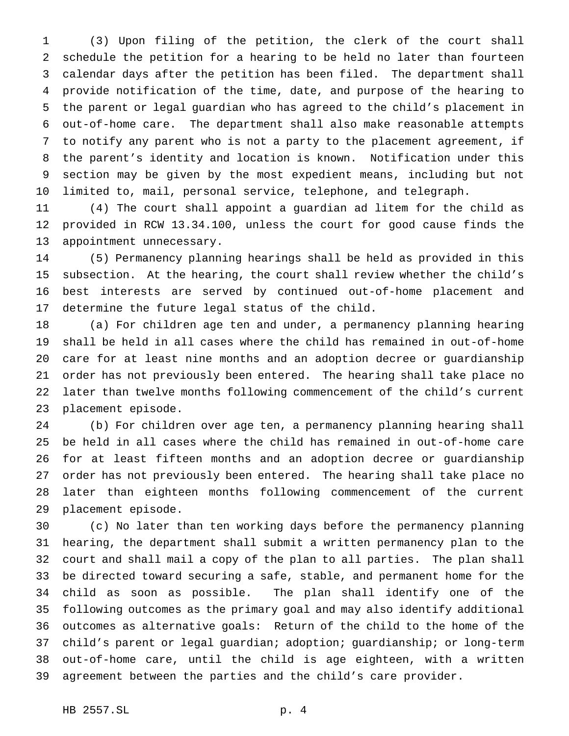(3) Upon filing of the petition, the clerk of the court shall schedule the petition for a hearing to be held no later than fourteen calendar days after the petition has been filed. The department shall provide notification of the time, date, and purpose of the hearing to the parent or legal guardian who has agreed to the child's placement in out-of-home care. The department shall also make reasonable attempts to notify any parent who is not a party to the placement agreement, if the parent's identity and location is known. Notification under this section may be given by the most expedient means, including but not limited to, mail, personal service, telephone, and telegraph.

(4) The court shall appoint a guardian ad litem for the child as provided in RCW 13.34.100, unless the court for good cause finds the appointment unnecessary.

(5) Permanency planning hearings shall be held as provided in this subsection. At the hearing, the court shall review whether the child's best interests are served by continued out-of-home placement and determine the future legal status of the child.

(a) For children age ten and under, a permanency planning hearing shall be held in all cases where the child has remained in out-of-home care for at least nine months and an adoption decree or guardianship order has not previously been entered. The hearing shall take place no later than twelve months following commencement of the child's current placement episode.

(b) For children over age ten, a permanency planning hearing shall be held in all cases where the child has remained in out-of-home care for at least fifteen months and an adoption decree or guardianship order has not previously been entered. The hearing shall take place no later than eighteen months following commencement of the current placement episode.

(c) No later than ten working days before the permanency planning hearing, the department shall submit a written permanency plan to the court and shall mail a copy of the plan to all parties. The plan shall be directed toward securing a safe, stable, and permanent home for the child as soon as possible. The plan shall identify one of the following outcomes as the primary goal and may also identify additional outcomes as alternative goals: Return of the child to the home of the child's parent or legal guardian; adoption; guardianship; or long-term out-of-home care, until the child is age eighteen, with a written agreement between the parties and the child's care provider.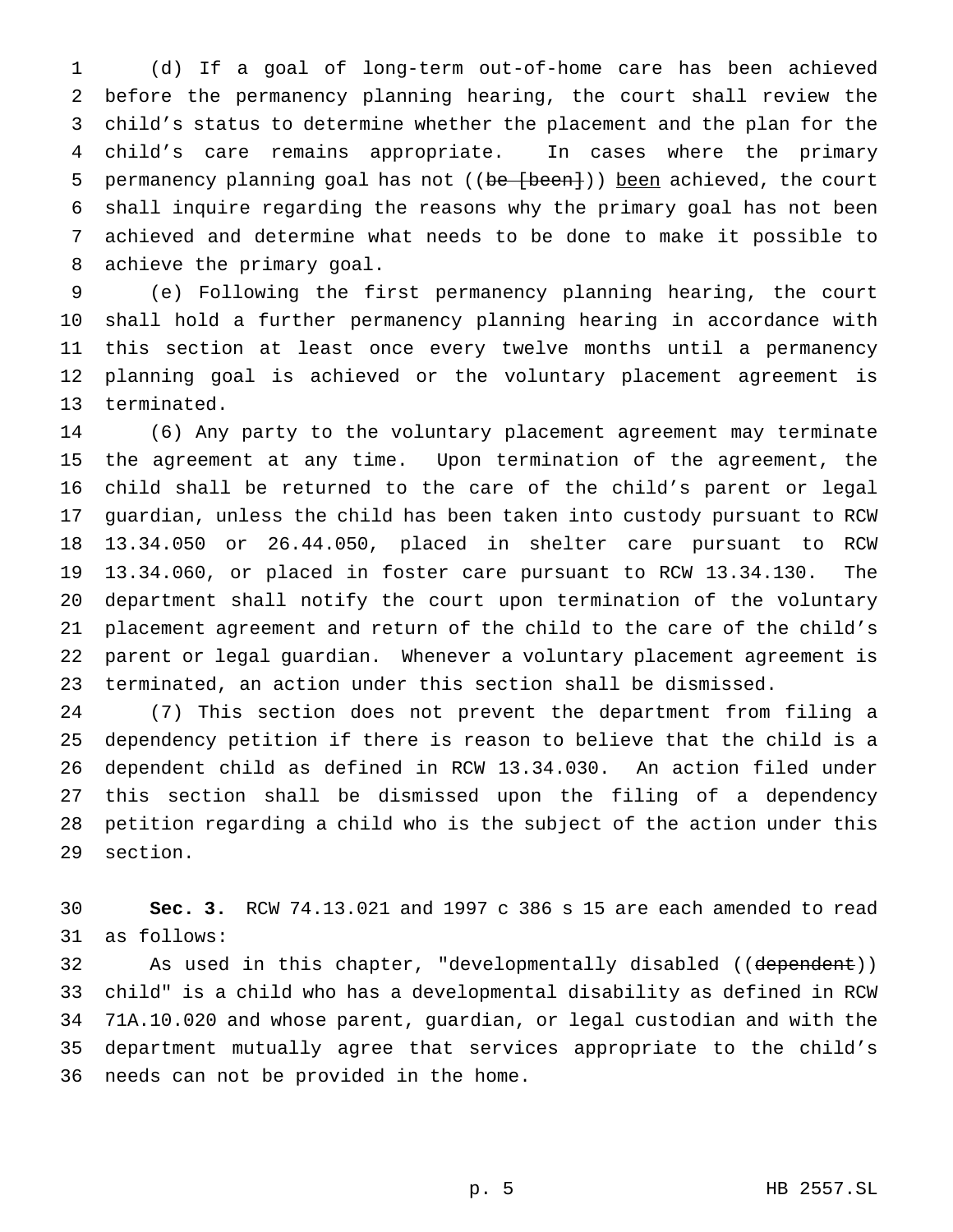(d) If a goal of long-term out-of-home care has been achieved before the permanency planning hearing, the court shall review the child's status to determine whether the placement and the plan for the child's care remains appropriate. In cases where the primary permanency planning goal has not ((~~be [been]~~)) <u>been</u> achieved, the court shall inquire regarding the reasons why the primary goal has not been achieved and determine what needs to be done to make it possible to achieve the primary goal.

(e) Following the first permanency planning hearing, the court shall hold a further permanency planning hearing in accordance with this section at least once every twelve months until a permanency planning goal is achieved or the voluntary placement agreement is terminated.

(6) Any party to the voluntary placement agreement may terminate the agreement at any time. Upon termination of the agreement, the child shall be returned to the care of the child's parent or legal guardian, unless the child has been taken into custody pursuant to RCW 13.34.050 or 26.44.050, placed in shelter care pursuant to RCW 13.34.060, or placed in foster care pursuant to RCW 13.34.130. The department shall notify the court upon termination of the voluntary placement agreement and return of the child to the care of the child's parent or legal guardian. Whenever a voluntary placement agreement is terminated, an action under this section shall be dismissed.

(7) This section does not prevent the department from filing a dependency petition if there is reason to believe that the child is a dependent child as defined in RCW 13.34.030. An action filed under this section shall be dismissed upon the filing of a dependency petition regarding a child who is the subject of the action under this section.

**Sec. 3.** RCW 74.13.021 and 1997 c 386 s 15 are each amended to read as follows:

As used in this chapter, "developmentally disabled ((~~dependent~~)) child" is a child who has a developmental disability as defined in RCW 71A.10.020 and whose parent, guardian, or legal custodian and with the department mutually agree that services appropriate to the child's needs can not be provided in the home.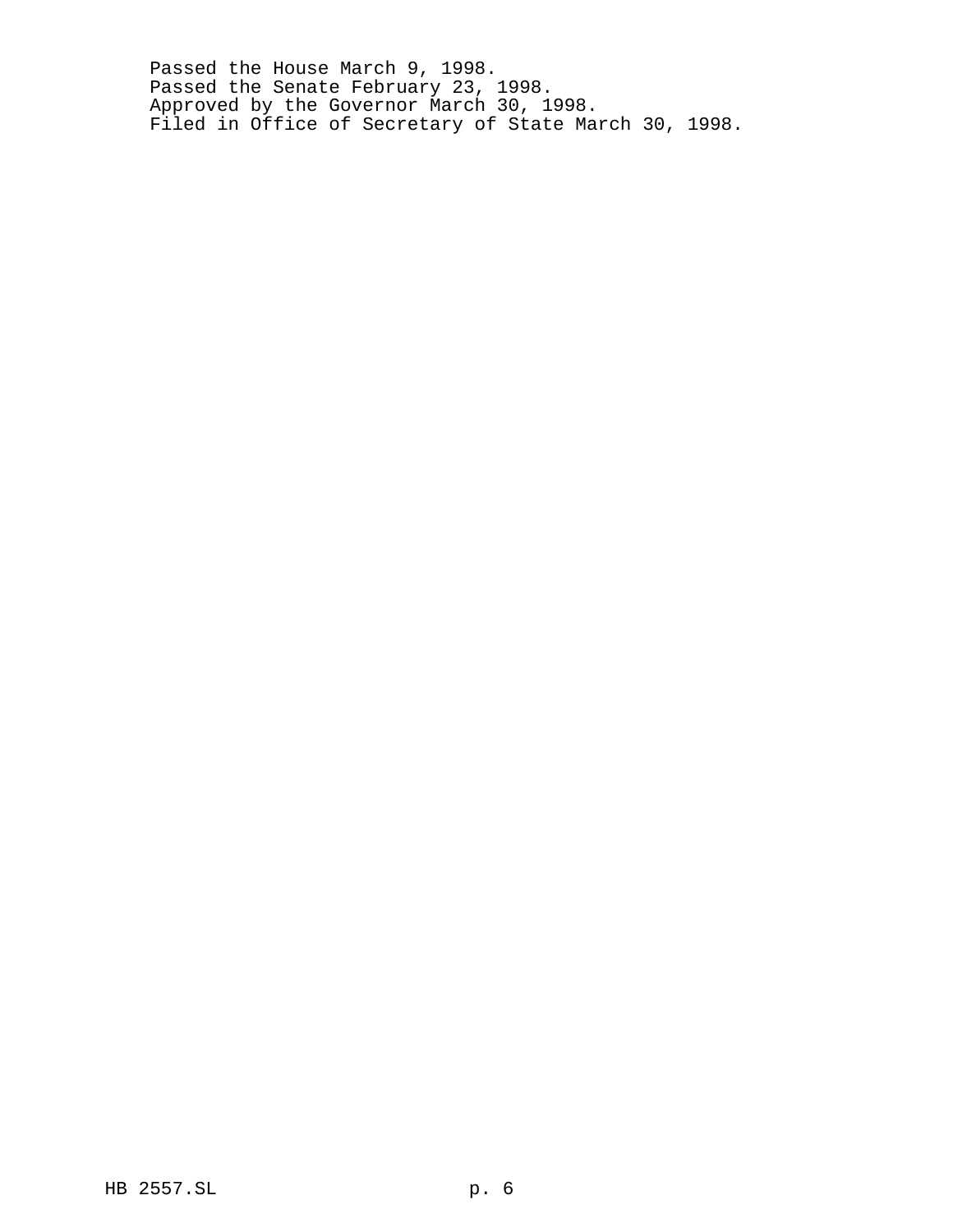Passed the House March 9, 1998.
Passed the Senate February 23, 1998.
Approved by the Governor March 30, 1998.
Filed in Office of Secretary of State March 30, 1998.